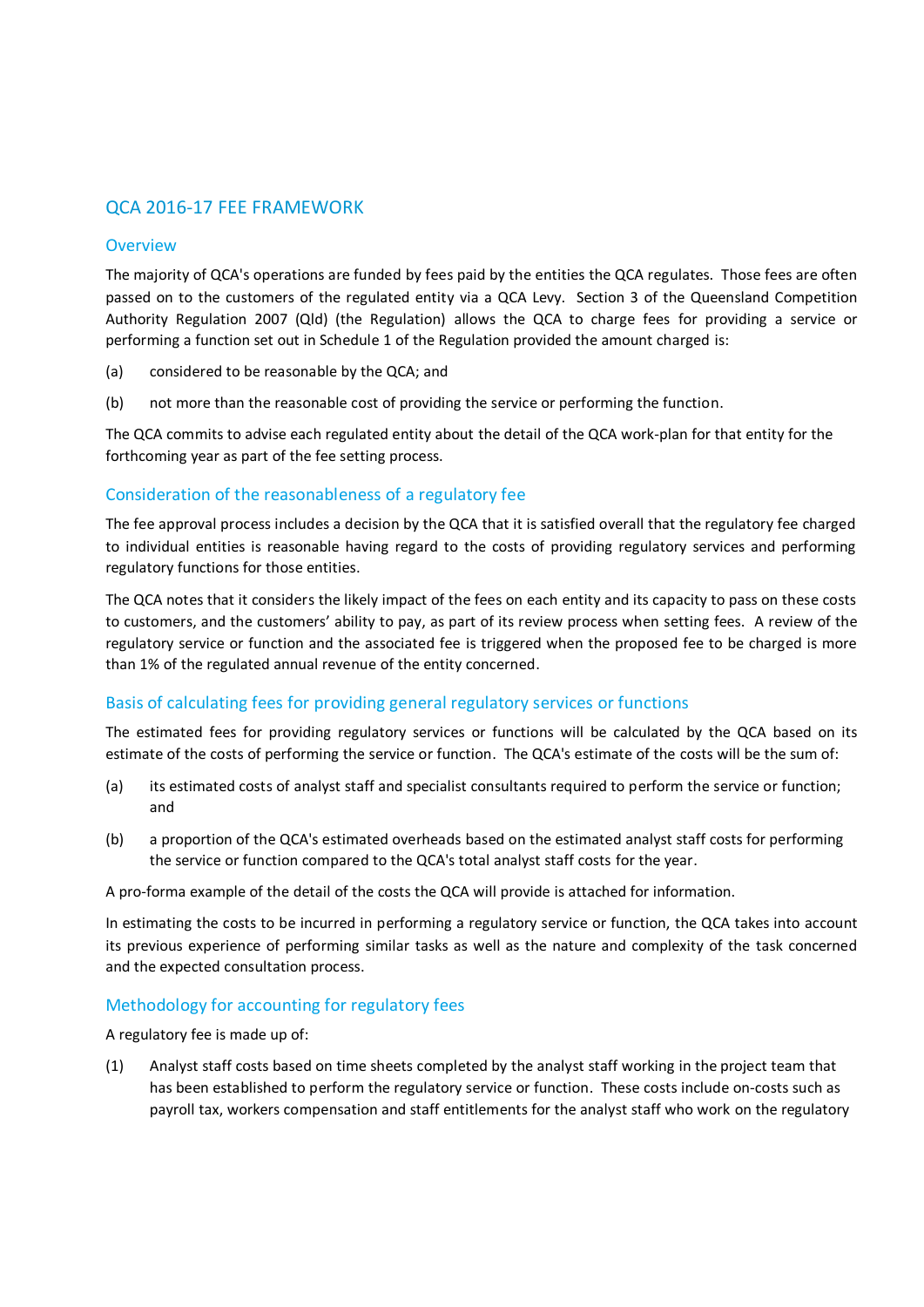# QCA 2016-17 FEE FRAMEWORK

## Overview

The majority of QCA's operations are funded by fees paid by the entities the QCA regulates. Those fees are often passed on to the customers of the regulated entity via a QCA Levy. Section 3 of the Queensland Competition Authority Regulation 2007 (Qld) (the Regulation) allows the QCA to charge fees for providing a service or performing a function set out in Schedule 1 of the Regulation provided the amount charged is:

(a) considered to be reasonable by the QCA; and

(b) not more than the reasonable cost of providing the service or performing the function.

The QCA commits to advise each regulated entity about the detail of the QCA work-plan for that entity for the forthcoming year as part of the fee setting process.

## Consideration of the reasonableness of a regulatory fee

The fee approval process includes a decision by the QCA that it is satisfied overall that the regulatory fee charged to individual entities is reasonable having regard to the costs of providing regulatory services and performing regulatory functions for those entities.

The QCA notes that it considers the likely impact of the fees on each entity and its capacity to pass on these costs to customers, and the customers' ability to pay, as part of its review process when setting fees. A review of the regulatory service or function and the associated fee is triggered when the proposed fee to be charged is more than 1% of the regulated annual revenue of the entity concerned.

## Basis of calculating fees for providing general regulatory services or functions

The estimated fees for providing regulatory services or functions will be calculated by the QCA based on its estimate of the costs of performing the service or function. The QCA's estimate of the costs will be the sum of:

(a) its estimated costs of analyst staff and specialist consultants required to perform the service or function; and

(b) a proportion of the QCA's estimated overheads based on the estimated analyst staff costs for performing the service or function compared to the QCA's total analyst staff costs for the year.

A pro-forma example of the detail of the costs the QCA will provide is attached for information.

In estimating the costs to be incurred in performing a regulatory service or function, the QCA takes into account its previous experience of performing similar tasks as well as the nature and complexity of the task concerned and the expected consultation process.

## Methodology for accounting for regulatory fees

A regulatory fee is made up of:

(1) Analyst staff costs based on time sheets completed by the analyst staff working in the project team that has been established to perform the regulatory service or function. These costs include on-costs such as payroll tax, workers compensation and staff entitlements for the analyst staff who work on the regulatory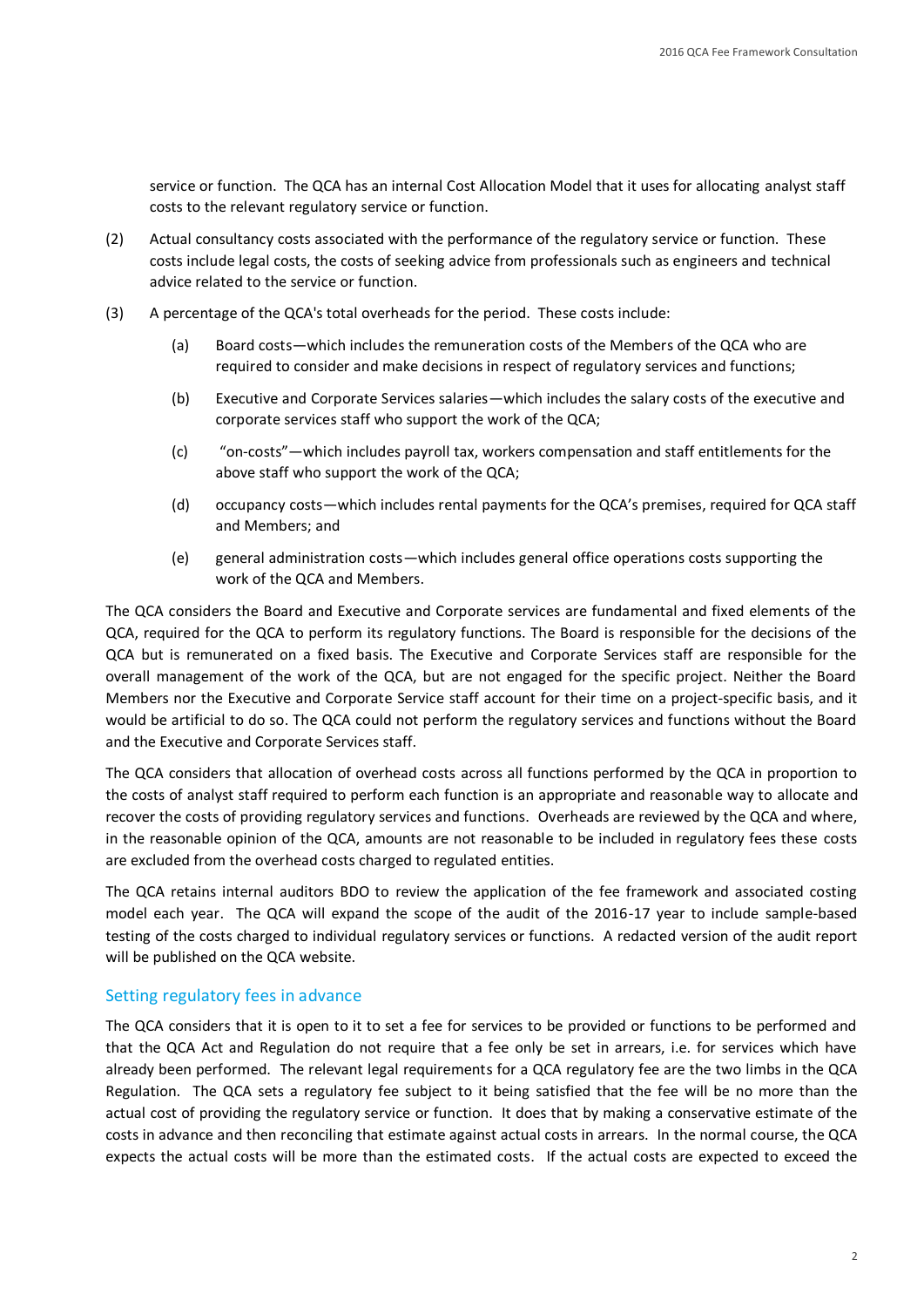service or function. The QCA has an internal Cost Allocation Model that it uses for allocating analyst staff costs to the relevant regulatory service or function.

(2) Actual consultancy costs associated with the performance of the regulatory service or function. These costs include legal costs, the costs of seeking advice from professionals such as engineers and technical advice related to the service or function.

(3) A percentage of the QCA's total overheads for the period. These costs include:

  (a) Board costs—which includes the remuneration costs of the Members of the QCA who are required to consider and make decisions in respect of regulatory services and functions;

  (b) Executive and Corporate Services salaries—which includes the salary costs of the executive and corporate services staff who support the work of the QCA;

  (c) "on-costs"—which includes payroll tax, workers compensation and staff entitlements for the above staff who support the work of the QCA;

  (d) occupancy costs—which includes rental payments for the QCA's premises, required for QCA staff and Members; and

  (e) general administration costs—which includes general office operations costs supporting the work of the QCA and Members.

The QCA considers the Board and Executive and Corporate services are fundamental and fixed elements of the QCA, required for the QCA to perform its regulatory functions. The Board is responsible for the decisions of the QCA but is remunerated on a fixed basis. The Executive and Corporate Services staff are responsible for the overall management of the work of the QCA, but are not engaged for the specific project. Neither the Board Members nor the Executive and Corporate Service staff account for their time on a project-specific basis, and it would be artificial to do so. The QCA could not perform the regulatory services and functions without the Board and the Executive and Corporate Services staff.

The QCA considers that allocation of overhead costs across all functions performed by the QCA in proportion to the costs of analyst staff required to perform each function is an appropriate and reasonable way to allocate and recover the costs of providing regulatory services and functions. Overheads are reviewed by the QCA and where, in the reasonable opinion of the QCA, amounts are not reasonable to be included in regulatory fees these costs are excluded from the overhead costs charged to regulated entities.

The QCA retains internal auditors BDO to review the application of the fee framework and associated costing model each year. The QCA will expand the scope of the audit of the 2016-17 year to include sample-based testing of the costs charged to individual regulatory services or functions. A redacted version of the audit report will be published on the QCA website.

## Setting regulatory fees in advance

The QCA considers that it is open to it to set a fee for services to be provided or functions to be performed and that the QCA Act and Regulation do not require that a fee only be set in arrears, i.e. for services which have already been performed. The relevant legal requirements for a QCA regulatory fee are the two limbs in the QCA Regulation. The QCA sets a regulatory fee subject to it being satisfied that the fee will be no more than the actual cost of providing the regulatory service or function. It does that by making a conservative estimate of the costs in advance and then reconciling that estimate against actual costs in arrears. In the normal course, the QCA expects the actual costs will be more than the estimated costs. If the actual costs are expected to exceed the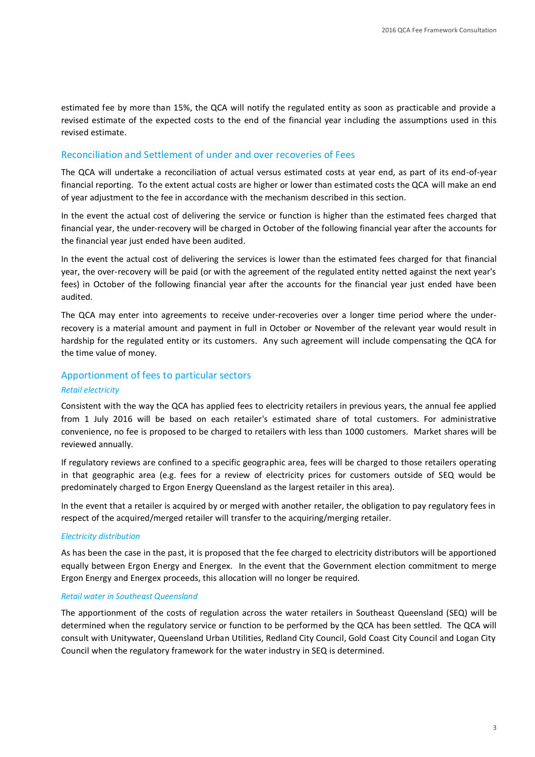estimated fee by more than 15%, the QCA will notify the regulated entity as soon as practicable and provide a revised estimate of the expected costs to the end of the financial year including the assumptions used in this revised estimate.

## Reconciliation and Settlement of under and over recoveries of Fees

The QCA will undertake a reconciliation of actual versus estimated costs at year end, as part of its end-of-year financial reporting. To the extent actual costs are higher or lower than estimated costs the QCA will make an end of year adjustment to the fee in accordance with the mechanism described in this section.

In the event the actual cost of delivering the service or function is higher than the estimated fees charged that financial year, the under-recovery will be charged in October of the following financial year after the accounts for the financial year just ended have been audited.

In the event the actual cost of delivering the services is lower than the estimated fees charged for that financial year, the over-recovery will be paid (or with the agreement of the regulated entity netted against the next year's fees) in October of the following financial year after the accounts for the financial year just ended have been audited.

The QCA may enter into agreements to receive under-recoveries over a longer time period where the under-recovery is a material amount and payment in full in October or November of the relevant year would result in hardship for the regulated entity or its customers. Any such agreement will include compensating the QCA for the time value of money.

## Apportionment of fees to particular sectors

### *Retail electricity*

Consistent with the way the QCA has applied fees to electricity retailers in previous years, the annual fee applied from 1 July 2016 will be based on each retailer's estimated share of total customers. For administrative convenience, no fee is proposed to be charged to retailers with less than 1000 customers. Market shares will be reviewed annually.

If regulatory reviews are confined to a specific geographic area, fees will be charged to those retailers operating in that geographic area (e.g. fees for a review of electricity prices for customers outside of SEQ would be predominately charged to Ergon Energy Queensland as the largest retailer in this area).

In the event that a retailer is acquired by or merged with another retailer, the obligation to pay regulatory fees in respect of the acquired/merged retailer will transfer to the acquiring/merging retailer.

### *Electricity distribution*

As has been the case in the past, it is proposed that the fee charged to electricity distributors will be apportioned equally between Ergon Energy and Energex. In the event that the Government election commitment to merge Ergon Energy and Energex proceeds, this allocation will no longer be required.

### *Retail water in Southeast Queensland*

The apportionment of the costs of regulation across the water retailers in Southeast Queensland (SEQ) will be determined when the regulatory service or function to be performed by the QCA has been settled. The QCA will consult with Unitywater, Queensland Urban Utilities, Redland City Council, Gold Coast City Council and Logan City Council when the regulatory framework for the water industry in SEQ is determined.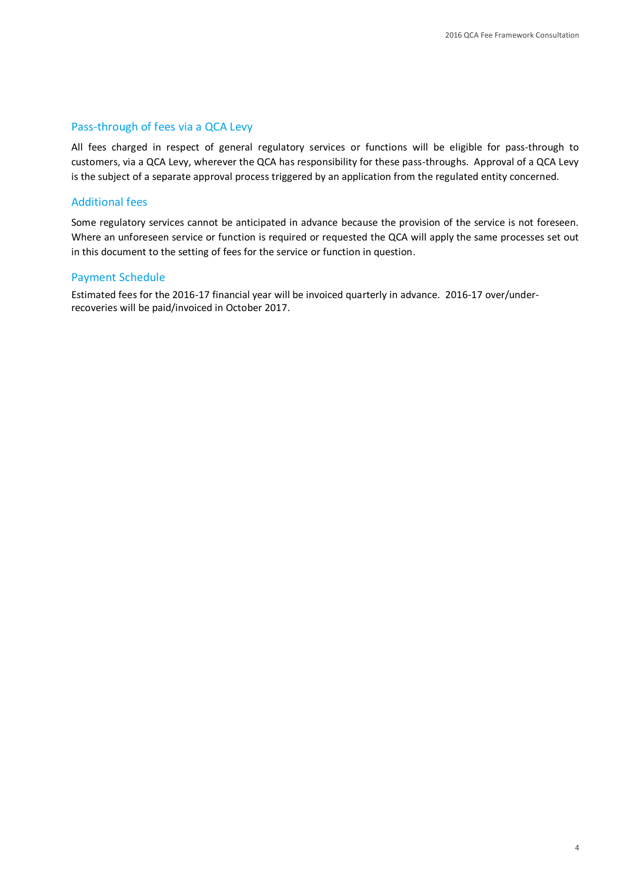## Pass-through of fees via a QCA Levy

All fees charged in respect of general regulatory services or functions will be eligible for pass-through to customers, via a QCA Levy, wherever the QCA has responsibility for these pass-throughs. Approval of a QCA Levy is the subject of a separate approval process triggered by an application from the regulated entity concerned.

## Additional fees

Some regulatory services cannot be anticipated in advance because the provision of the service is not foreseen. Where an unforeseen service or function is required or requested the QCA will apply the same processes set out in this document to the setting of fees for the service or function in question.

## Payment Schedule

Estimated fees for the 2016-17 financial year will be invoiced quarterly in advance. 2016-17 over/under-recoveries will be paid/invoiced in October 2017.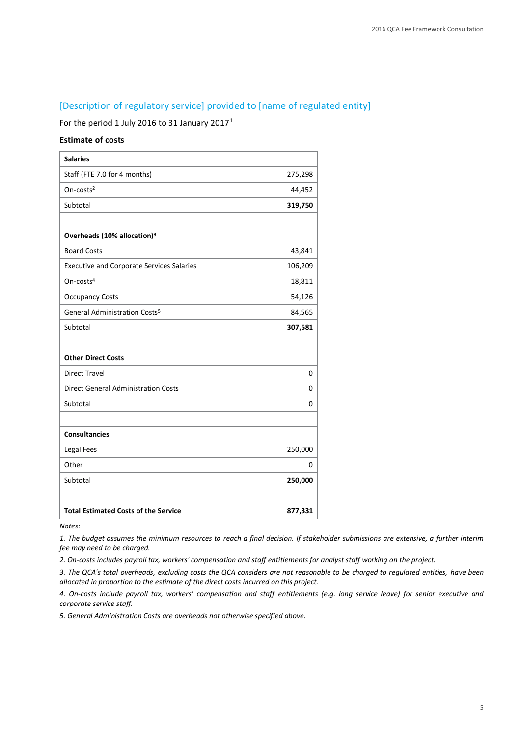## [Description of regulatory service] provided to [name of regulated entity]

For the period 1 July 2016 to 31 January 2017[1]

**Estimate of costs**

| | |
|---|---|
| **Salaries** | |
| Staff (FTE 7.0 for 4 months) | 275,298 |
| On-costs[2] | 44,452 |
| Subtotal | **319,750** |
| | |
| **Overheads (10% allocation)[3]** | |
| Board Costs | 43,841 |
| Executive and Corporate Services Salaries | 106,209 |
| On-costs[4] | 18,811 |
| Occupancy Costs | 54,126 |
| General Administration Costs[5] | 84,565 |
| Subtotal | **307,581** |
| | |
| **Other Direct Costs** | |
| Direct Travel | 0 |
| Direct General Administration Costs | 0 |
| Subtotal | 0 |
| | |
| **Consultancies** | |
| Legal Fees | 250,000 |
| Other | 0 |
| Subtotal | **250,000** |
| | |
| **Total Estimated Costs of the Service** | **877,331** |

*Notes:*

*1. The budget assumes the minimum resources to reach a final decision. If stakeholder submissions are extensive, a further interim fee may need to be charged.*

*2. On-costs includes payroll tax, workers' compensation and staff entitlements for analyst staff working on the project.*

*3. The QCA's total overheads, excluding costs the QCA considers are not reasonable to be charged to regulated entities, have been allocated in proportion to the estimate of the direct costs incurred on this project.*

*4. On-costs include payroll tax, workers' compensation and staff entitlements (e.g. long service leave) for senior executive and corporate service staff.*

*5. General Administration Costs are overheads not otherwise specified above.*